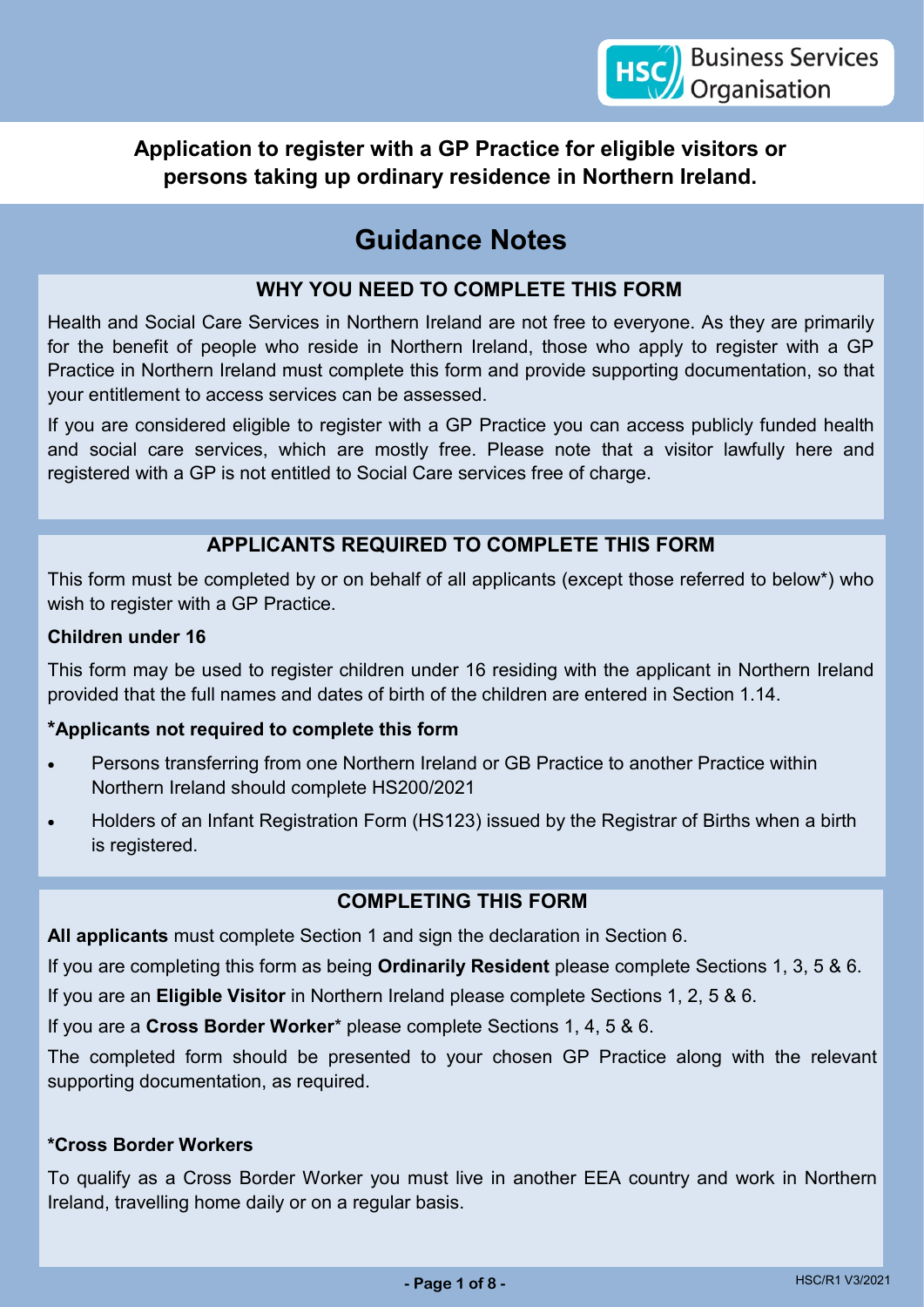HSC Business Services Organisation

# Application to register with a GP Practice for eligible visitors or persons taking up ordinary residence in Northern Ireland.

## Guidance Notes

### WHY YOU NEED TO COMPLETE THIS FORM

Health and Social Care Services in Northern Ireland are not free to everyone. As they are primarily for the benefit of people who reside in Northern Ireland, those who apply to register with a GP Practice in Northern Ireland must complete this form and provide supporting documentation, so that your entitlement to access services can be assessed.

If you are considered eligible to register with a GP Practice you can access publicly funded health and social care services, which are mostly free. Please note that a visitor lawfully here and registered with a GP is not entitled to Social Care services free of charge.

### APPLICANTS REQUIRED TO COMPLETE THIS FORM

This form must be completed by or on behalf of all applicants (except those referred to below*) who wish to register with a GP Practice.

**Children under 16**

This form may be used to register children under 16 residing with the applicant in Northern Ireland provided that the full names and dates of birth of the children are entered in Section 1.14.

**\*Applicants not required to complete this form**

- Persons transferring from one Northern Ireland or GB Practice to another Practice within Northern Ireland should complete HS200/2021
- Holders of an Infant Registration Form (HS123) issued by the Registrar of Births when a birth is registered.

### COMPLETING THIS FORM

**All applicants** must complete Section 1 and sign the declaration in Section 6.

If you are completing this form as being **Ordinarily Resident** please complete Sections 1, 3, 5 & 6.

If you are an **Eligible Visitor** in Northern Ireland please complete Sections 1, 2, 5 & 6.

If you are a **Cross Border Worker**\* please complete Sections 1, 4, 5 & 6.

The completed form should be presented to your chosen GP Practice along with the relevant supporting documentation, as required.

**\*Cross Border Workers**

To qualify as a Cross Border Worker you must live in another EEA country and work in Northern Ireland, travelling home daily or on a regular basis.

HSC/R1 V3/2021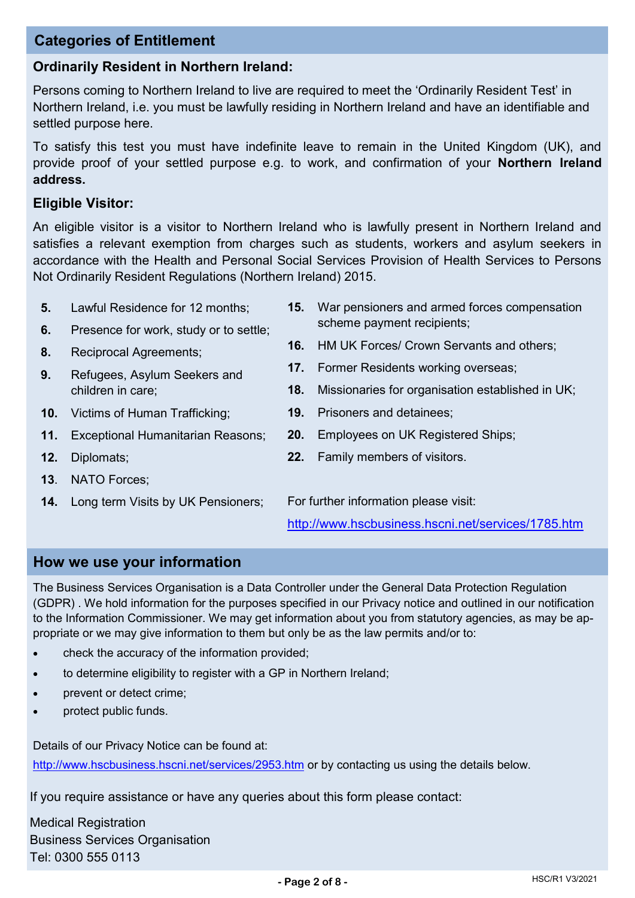## Categories of Entitlement

### Ordinarily Resident in Northern Ireland:

Persons coming to Northern Ireland to live are required to meet the 'Ordinarily Resident Test' in Northern Ireland, i.e. you must be lawfully residing in Northern Ireland and have an identifiable and settled purpose here.

To satisfy this test you must have indefinite leave to remain in the United Kingdom (UK), and provide proof of your settled purpose e.g. to work, and confirmation of your **Northern Ireland address.**

### Eligible Visitor:

An eligible visitor is a visitor to Northern Ireland who is lawfully present in Northern Ireland and satisfies a relevant exemption from charges such as students, workers and asylum seekers in accordance with the Health and Personal Social Services Provision of Health Services to Persons Not Ordinarily Resident Regulations (Northern Ireland) 2015.

- **5.** Lawful Residence for 12 months;
- **6.** Presence for work, study or to settle;
- **8.** Reciprocal Agreements;
- **9.** Refugees, Asylum Seekers and children in care;
- **10.** Victims of Human Trafficking;
- **11.** Exceptional Humanitarian Reasons;
- **12.** Diplomats;
- **13**. NATO Forces;
- **14.** Long term Visits by UK Pensioners;
- **15.** War pensioners and armed forces compensation scheme payment recipients;
- **16.** HM UK Forces/ Crown Servants and others;
- **17.** Former Residents working overseas;
- **18.** Missionaries for organisation established in UK;
- **19.** Prisoners and detainees;
- **20.** Employees on UK Registered Ships;
- **22.** Family members of visitors.

For further information please visit:

http://www.hscbusiness.hscni.net/services/1785.htm

## How we use your information

The Business Services Organisation is a Data Controller under the General Data Protection Regulation (GDPR) . We hold information for the purposes specified in our Privacy notice and outlined in our notification to the Information Commissioner. We may get information about you from statutory agencies, as may be appropriate or we may give information to them but only be as the law permits and/or to:

- check the accuracy of the information provided;
- to determine eligibility to register with a GP in Northern Ireland;
- prevent or detect crime;
- protect public funds.

Details of our Privacy Notice can be found at:

http://www.hscbusiness.hscni.net/services/2953.htm or by contacting us using the details below.

If you require assistance or have any queries about this form please contact:

Medical Registration
Business Services Organisation
Tel: 0300 555 0113

HSC/R1 V3/2021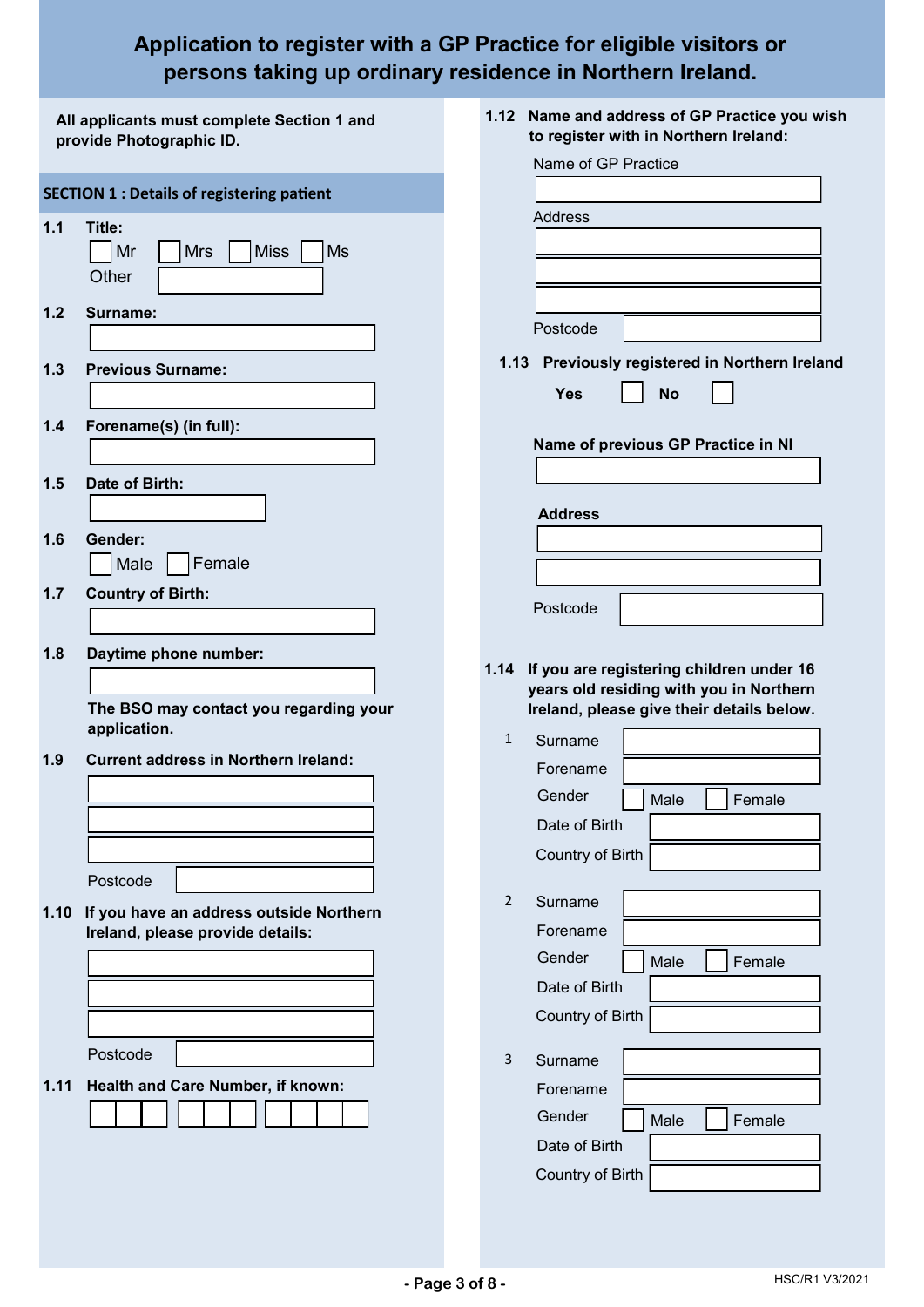# Application to register with a GP Practice for eligible visitors or persons taking up ordinary residence in Northern Ireland.

**All applicants must complete Section 1 and provide Photographic ID.**

## SECTION 1 : Details of registering patient

**1.1 Title:**

☐ Mr ☐ Mrs ☐ Miss ☐ Ms

Other ______

**1.2 Surname:**

______

**1.3 Previous Surname:**

______

**1.4 Forename(s) (in full):**

______

**1.5 Date of Birth:**

______

**1.6 Gender:**

☐ Male ☐ Female

**1.7 Country of Birth:**

______

**1.8 Daytime phone number:**

______

**The BSO may contact you regarding your application.**

**1.9 Current address in Northern Ireland:**

______

______

______

Postcode ______

**1.10 If you have an address outside Northern Ireland, please provide details:**

______

______

______

Postcode ______

**1.11 Health and Care Number, if known:**

☐☐☐ ☐☐☐ ☐☐☐☐

**1.12 Name and address of GP Practice you wish to register with in Northern Ireland:**

Name of GP Practice

______

Address

______

______

______

Postcode ______

**1.13 Previously registered in Northern Ireland**

**Yes** ☐ **No** ☐

**Name of previous GP Practice in NI**

______

**Address**

______

______

Postcode ______

**1.14 If you are registering children under 16 years old residing with you in Northern Ireland, please give their details below.**

1
- Surname ______
- Forename ______
- Gender ☐ Male ☐ Female
- Date of Birth ______
- Country of Birth ______

2
- Surname ______
- Forename ______
- Gender ☐ Male ☐ Female
- Date of Birth ______
- Country of Birth ______

3
- Surname ______
- Forename ______
- Gender ☐ Male ☐ Female
- Date of Birth ______
- Country of Birth ______

HSC/R1 V3/2021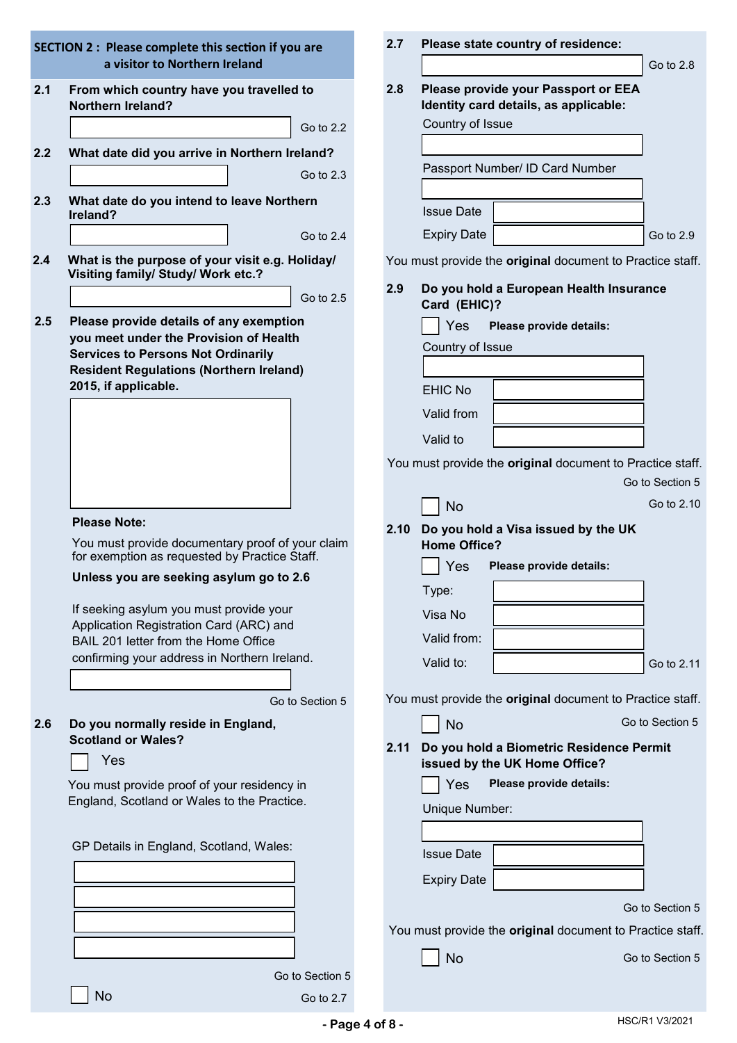## SECTION 2 : Please complete this section if you are a visitor to Northern Ireland

**2.1 From which country have you travelled to Northern Ireland?**

[ ] Go to 2.2

**2.2 What date did you arrive in Northern Ireland?**

[ ] Go to 2.3

**2.3 What date do you intend to leave Northern Ireland?**

[ ] Go to 2.4

**2.4 What is the purpose of your visit e.g. Holiday/ Visiting family/ Study/ Work etc.?**

[ ] Go to 2.5

**2.5 Please provide details of any exemption you meet under the Provision of Health Services to Persons Not Ordinarily Resident Regulations (Northern Ireland) 2015, if applicable.**

[ ]

**Please Note:**

You must provide documentary proof of your claim for exemption as requested by Practice Staff.

**Unless you are seeking asylum go to 2.6**

If seeking asylum you must provide your Application Registration Card (ARC) and BAIL 201 letter from the Home Office confirming your address in Northern Ireland.

[ ]

Go to Section 5

**2.6 Do you normally reside in England, Scotland or Wales?**

☐ Yes

You must provide proof of your residency in England, Scotland or Wales to the Practice.

GP Details in England, Scotland, Wales:

[ ]

[ ]

[ ]

[ ]

Go to Section 5

☐ No — Go to 2.7

**2.7 Please state country of residence:**

[ ] Go to 2.8

**2.8 Please provide your Passport or EEA Identity card details, as applicable:**

Country of Issue [ ]

Passport Number/ ID Card Number [ ]

Issue Date [ ]

Expiry Date [ ] Go to 2.9

You must provide the **original** document to Practice staff.

**2.9 Do you hold a European Health Insurance Card (EHIC)?**

☐ Yes **Please provide details:**

Country of Issue [ ]

EHIC No [ ]

Valid from [ ]

Valid to [ ]

You must provide the **original** document to Practice staff.

Go to Section 5

☐ No — Go to 2.10

**2.10 Do you hold a Visa issued by the UK Home Office?**

☐ Yes **Please provide details:**

Type: [ ]

Visa No [ ]

Valid from: [ ]

Valid to: [ ] Go to 2.11

You must provide the **original** document to Practice staff.

☐ No — Go to Section 5

**2.11 Do you hold a Biometric Residence Permit issued by the UK Home Office?**

☐ Yes **Please provide details:**

Unique Number: [ ]

Issue Date [ ]

Expiry Date [ ]

Go to Section 5

You must provide the **original** document to Practice staff.

☐ No — Go to Section 5

HSC/R1 V3/2021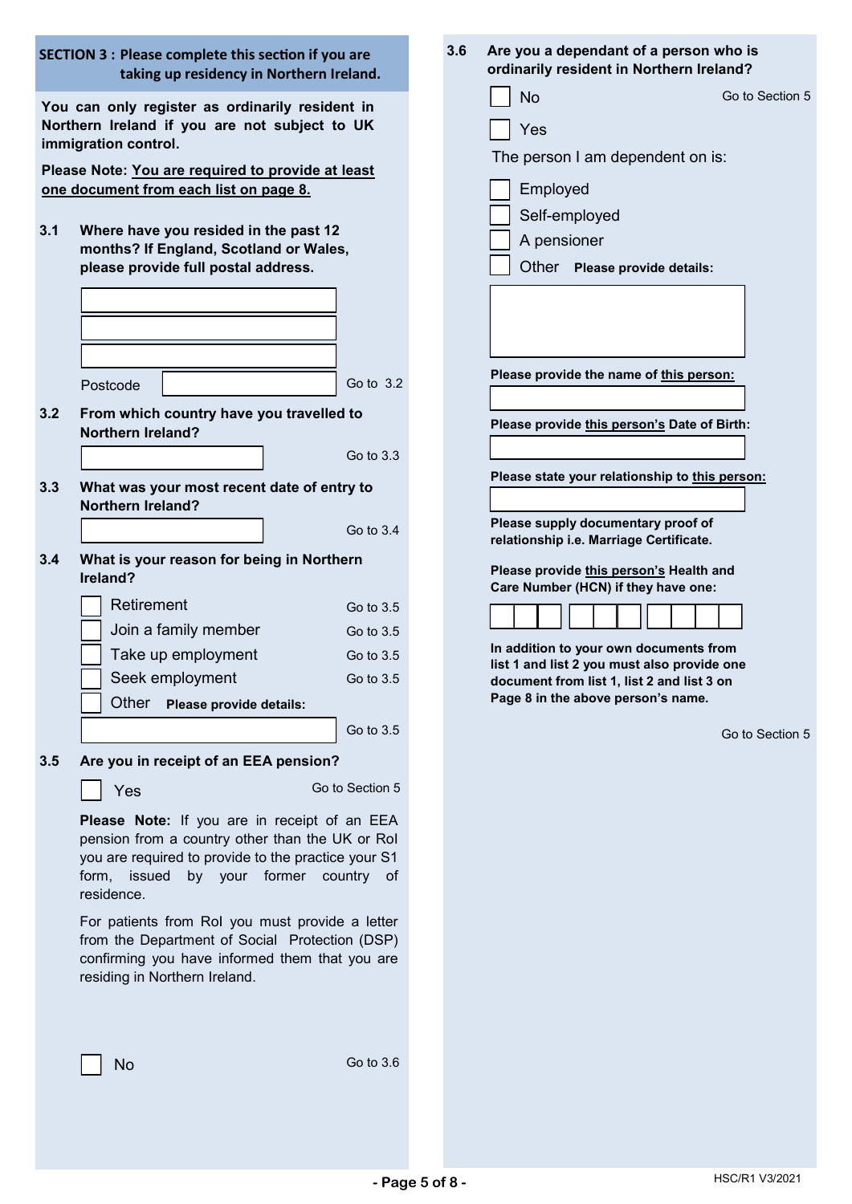## SECTION 3 : Please complete this section if you are taking up residency in Northern Ireland.

**You can only register as ordinarily resident in Northern Ireland if you are not subject to UK immigration control.**

**Please Note: <u>You are required to provide at least one document from each list on page 8.</u>**

**3.1 Where have you resided in the past 12 months? If England, Scotland or Wales, please provide full postal address.**

Postcode ______ Go to 3.2

**3.2 From which country have you travelled to Northern Ireland?**

Go to 3.3

**3.3 What was your most recent date of entry to Northern Ireland?**

Go to 3.4

**3.4 What is your reason for being in Northern Ireland?**

- ☐ Retirement — Go to 3.5
- ☐ Join a family member — Go to 3.5
- ☐ Take up employment — Go to 3.5
- ☐ Seek employment — Go to 3.5
- ☐ Other **Please provide details:** — Go to 3.5

**3.5 Are you in receipt of an EEA pension?**

☐ Yes — Go to Section 5

**Please Note:** If you are in receipt of an EEA pension from a country other than the UK or RoI you are required to provide to the practice your S1 form, issued by your former country of residence.

For patients from RoI you must provide a letter from the Department of Social Protection (DSP) confirming you have informed them that you are residing in Northern Ireland.

☐ No — Go to 3.6

**3.6 Are you a dependant of a person who is ordinarily resident in Northern Ireland?**

☐ No — Go to Section 5

☐ Yes

The person I am dependent on is:

- ☐ Employed
- ☐ Self-employed
- ☐ A pensioner
- ☐ Other **Please provide details:**

**Please provide the name of <u>this person</u>:**

**Please provide <u>this person's</u> Date of Birth:**

**Please state your relationship to <u>this person</u>:**

**Please supply documentary proof of relationship i.e. Marriage Certificate.**

**Please provide <u>this person's</u> Health and Care Number (HCN) if they have one:**

**In addition to your own documents from list 1 and list 2 you must also provide one document from list 1, list 2 and list 3 on Page 8 in the above person's name.**

Go to Section 5

HSC/R1 V3/2021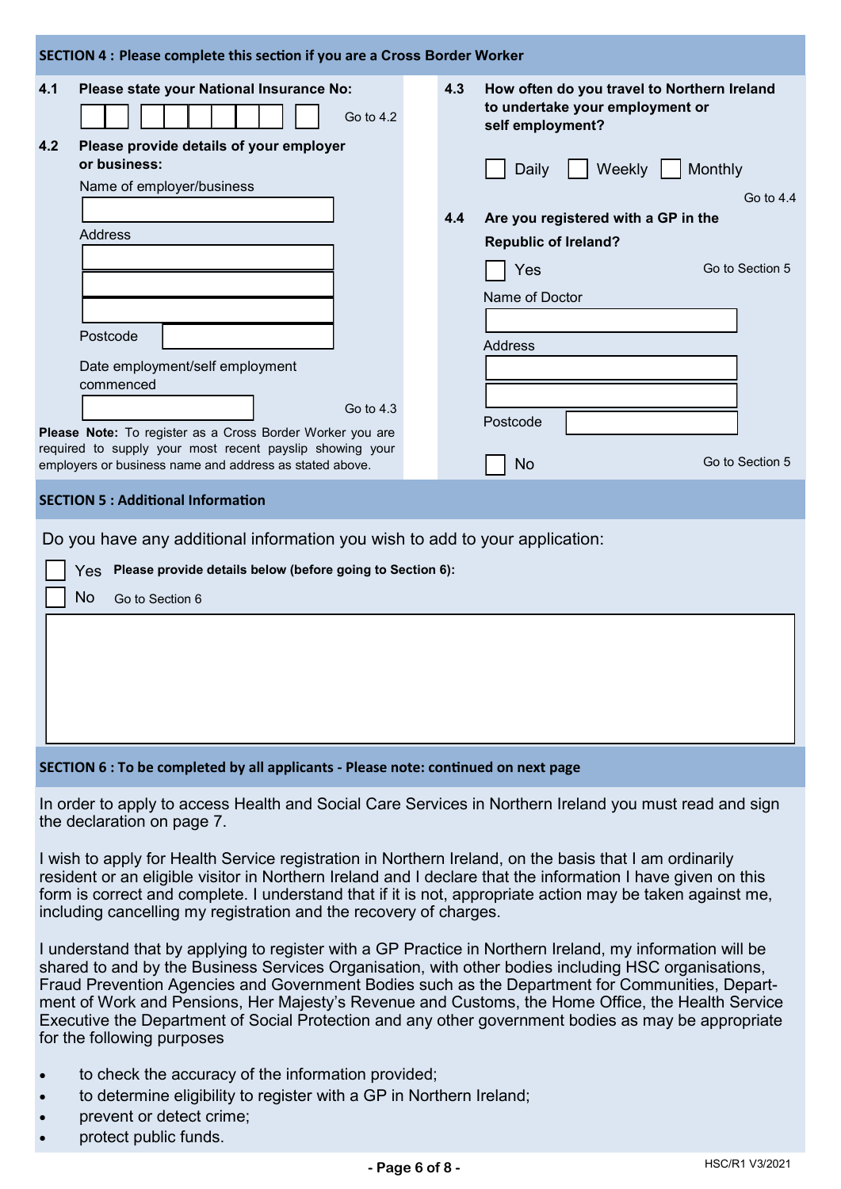## SECTION 4 : Please complete this section if you are a Cross Border Worker

**4.1 Please state your National Insurance No:**

☐☐ ☐☐☐☐☐☐ ☐ Go to 4.2

**4.2 Please provide details of your employer or business:**

Name of employer/business

Address

Postcode

Date employment/self employment commenced

Go to 4.3

**Please Note:** To register as a Cross Border Worker you are required to supply your most recent payslip showing your employers or business name and address as stated above.

**4.3 How often do you travel to Northern Ireland to undertake your employment or self employment?**

☐ Daily ☐ Weekly ☐ Monthly

Go to 4.4

**4.4 Are you registered with a GP in the Republic of Ireland?**

☐ Yes Go to Section 5

Name of Doctor

Address

Postcode

☐ No Go to Section 5

## SECTION 5 : Additional Information

Do you have any additional information you wish to add to your application:

☐ Yes **Please provide details below (before going to Section 6):**

☐ No Go to Section 6

## SECTION 6 : To be completed by all applicants - Please note: continued on next page

In order to apply to access Health and Social Care Services in Northern Ireland you must read and sign the declaration on page 7.

I wish to apply for Health Service registration in Northern Ireland, on the basis that I am ordinarily resident or an eligible visitor in Northern Ireland and I declare that the information I have given on this form is correct and complete. I understand that if it is not, appropriate action may be taken against me, including cancelling my registration and the recovery of charges.

I understand that by applying to register with a GP Practice in Northern Ireland, my information will be shared to and by the Business Services Organisation, with other bodies including HSC organisations, Fraud Prevention Agencies and Government Bodies such as the Department for Communities, Department of Work and Pensions, Her Majesty's Revenue and Customs, the Home Office, the Health Service Executive the Department of Social Protection and any other government bodies as may be appropriate for the following purposes

- to check the accuracy of the information provided;
- to determine eligibility to register with a GP in Northern Ireland;
- prevent or detect crime;
- protect public funds.

HSC/R1 V3/2021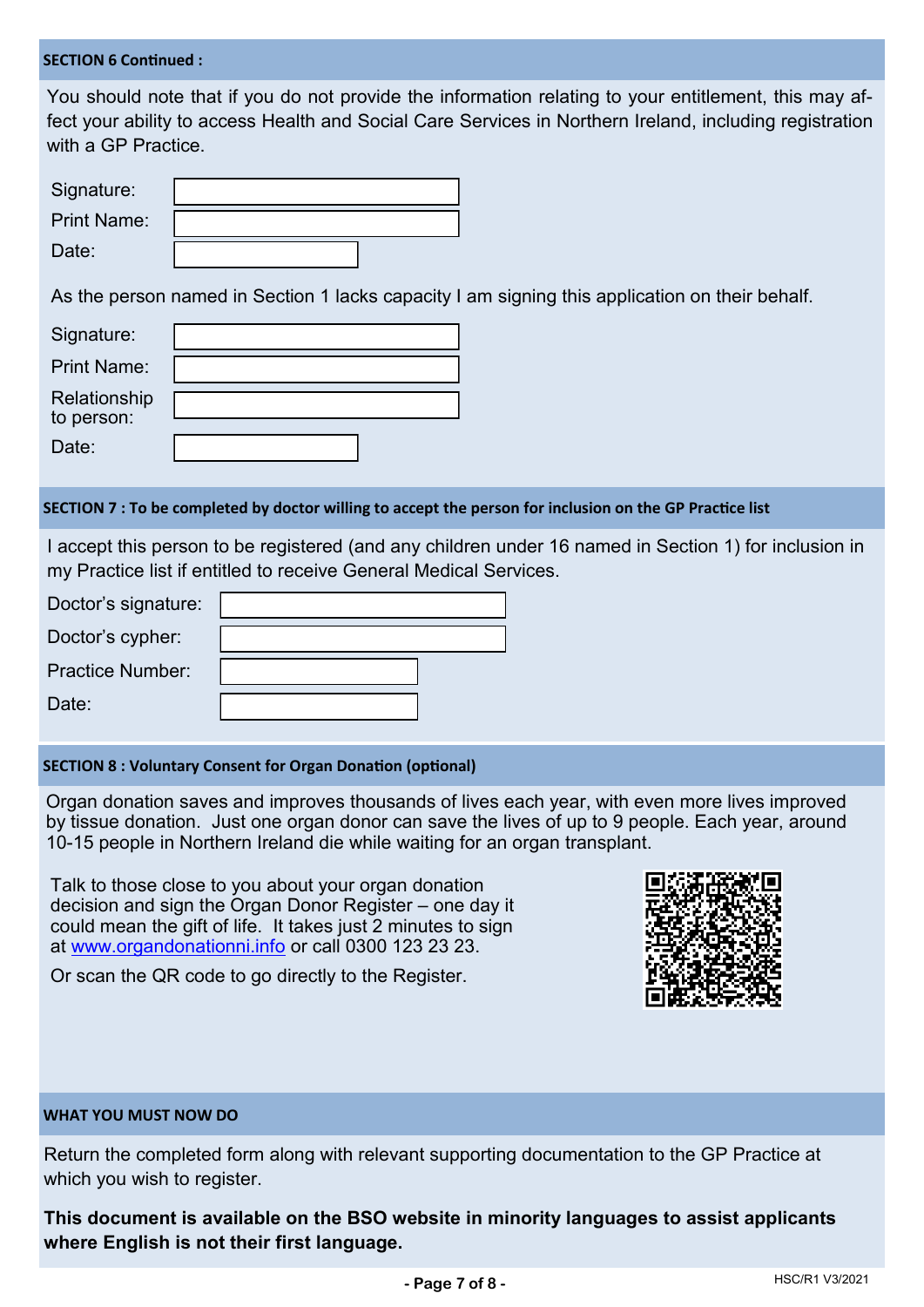## SECTION 6 Continued :

You should note that if you do not provide the information relating to your entitlement, this may affect your ability to access Health and Social Care Services in Northern Ireland, including registration with a GP Practice.

Signature:

Print Name:

Date:

As the person named in Section 1 lacks capacity I am signing this application on their behalf.

Signature:

Print Name:

Relationship to person:

Date:

## SECTION 7 : To be completed by doctor willing to accept the person for inclusion on the GP Practice list

I accept this person to be registered (and any children under 16 named in Section 1) for inclusion in my Practice list if entitled to receive General Medical Services.

Doctor's signature:

Doctor's cypher:

Practice Number:

Date:

## SECTION 8 : Voluntary Consent for Organ Donation (optional)

Organ donation saves and improves thousands of lives each year, with even more lives improved by tissue donation. Just one organ donor can save the lives of up to 9 people. Each year, around 10-15 people in Northern Ireland die while waiting for an organ transplant.

Talk to those close to you about your organ donation decision and sign the Organ Donor Register – one day it could mean the gift of life. It takes just 2 minutes to sign at www.organdonationni.info or call 0300 123 23 23.

Or scan the QR code to go directly to the Register.

## WHAT YOU MUST NOW DO

Return the completed form along with relevant supporting documentation to the GP Practice at which you wish to register.

**This document is available on the BSO website in minority languages to assist applicants where English is not their first language.**

HSC/R1 V3/2021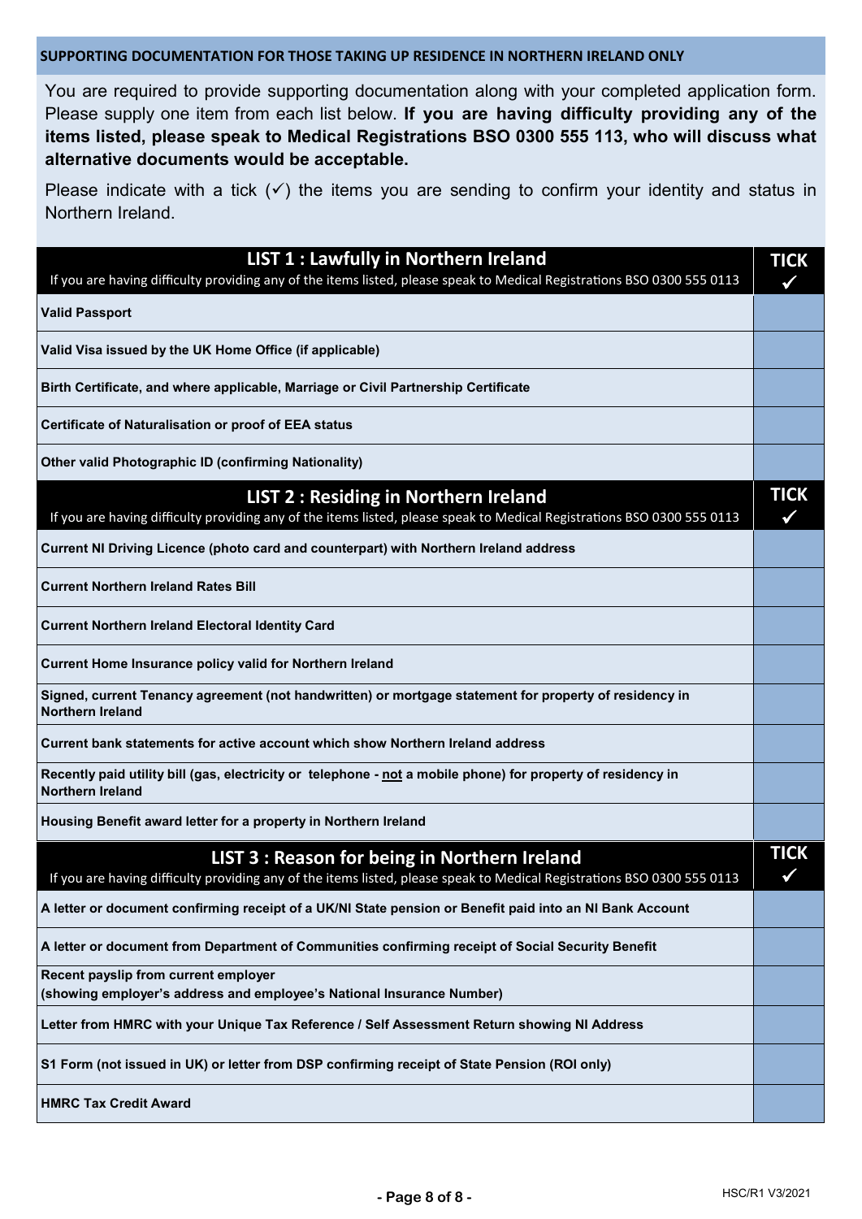## SUPPORTING DOCUMENTATION FOR THOSE TAKING UP RESIDENCE IN NORTHERN IRELAND ONLY

You are required to provide supporting documentation along with your completed application form. Please supply one item from each list below. **If you are having difficulty providing any of the items listed, please speak to Medical Registrations BSO 0300 555 113, who will discuss what alternative documents would be acceptable.**

Please indicate with a tick (✓) the items you are sending to confirm your identity and status in Northern Ireland.

| **LIST 1 : Lawfully in Northern Ireland**<br>If you are having difficulty providing any of the items listed, please speak to Medical Registrations BSO 0300 555 0113 | **TICK ✓** |
|---|---|
| **Valid Passport** | |
| **Valid Visa issued by the UK Home Office (if applicable)** | |
| **Birth Certificate, and where applicable, Marriage or Civil Partnership Certificate** | |
| **Certificate of Naturalisation or proof of EEA status** | |
| **Other valid Photographic ID (confirming Nationality)** | |

| **LIST 2 : Residing in Northern Ireland**<br>If you are having difficulty providing any of the items listed, please speak to Medical Registrations BSO 0300 555 0113 | **TICK ✓** |
|---|---|
| **Current NI Driving Licence (photo card and counterpart) with Northern Ireland address** | |
| **Current Northern Ireland Rates Bill** | |
| **Current Northern Ireland Electoral Identity Card** | |
| **Current Home Insurance policy valid for Northern Ireland** | |
| **Signed, current Tenancy agreement (not handwritten) or mortgage statement for property of residency in Northern Ireland** | |
| **Current bank statements for active account which show Northern Ireland address** | |
| **Recently paid utility bill (gas, electricity or telephone - not a mobile phone) for property of residency in Northern Ireland** | |
| **Housing Benefit award letter for a property in Northern Ireland** | |

| **LIST 3 : Reason for being in Northern Ireland**<br>If you are having difficulty providing any of the items listed, please speak to Medical Registrations BSO 0300 555 0113 | **TICK ✓** |
|---|---|
| **A letter or document confirming receipt of a UK/NI State pension or Benefit paid into an NI Bank Account** | |
| **A letter or document from Department of Communities confirming receipt of Social Security Benefit** | |
| **Recent payslip from current employer (showing employer's address and employee's National Insurance Number)** | |
| **Letter from HMRC with your Unique Tax Reference / Self Assessment Return showing NI Address** | |
| **S1 Form (not issued in UK) or letter from DSP confirming receipt of State Pension (ROI only)** | |
| **HMRC Tax Credit Award** | |

HSC/R1 V3/2021